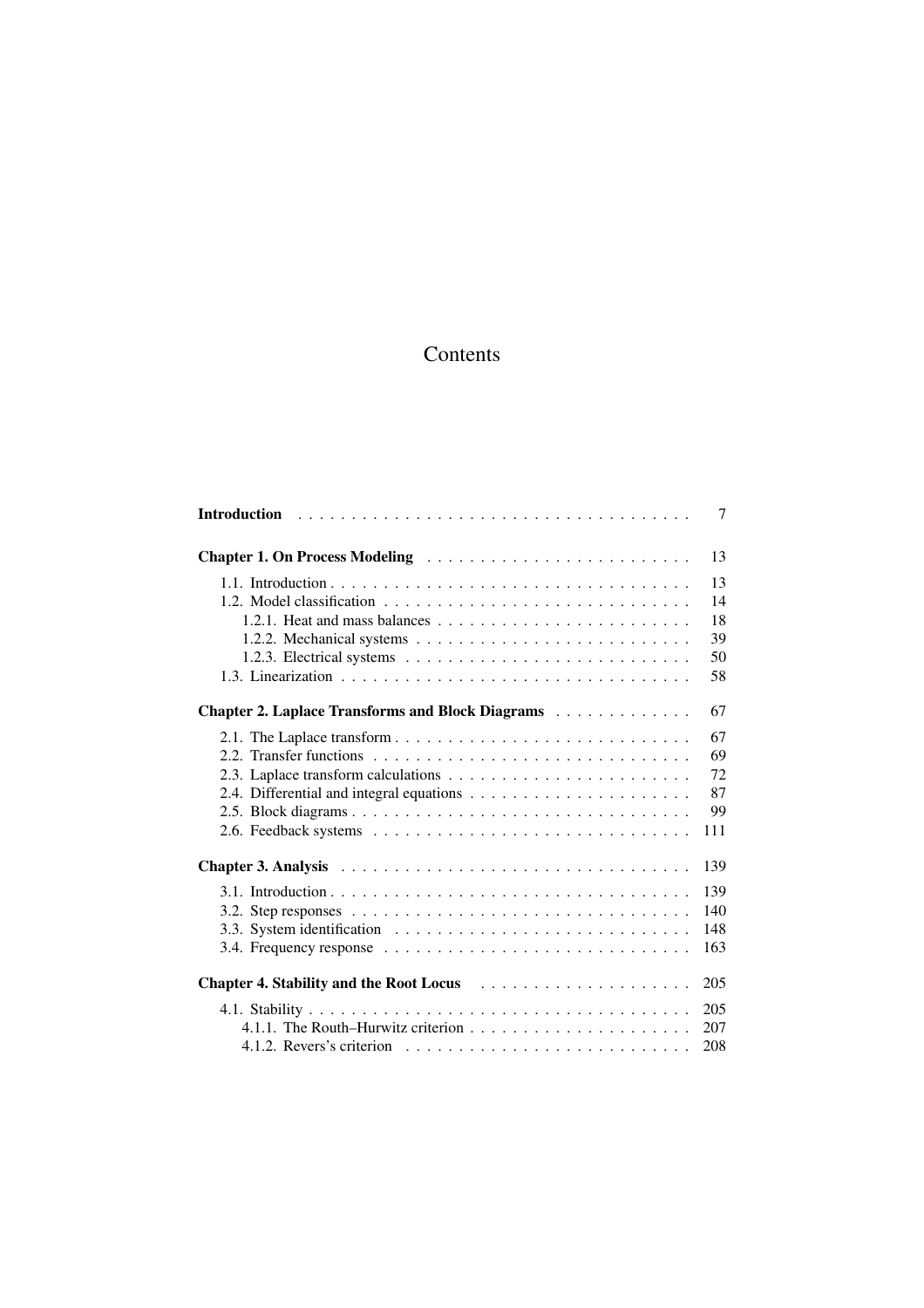# Contents

**Introduction** . . . . . . . . . . . . . . . . . . . . . . . . . . . . . . . . . . . . 7

**Chapter 1. On Process Modeling** . . . . . . . . . . . . . . . . . . . . . . . . . 13

- 1.1. Introduction . . . . . . . . . . . . . . . . . . . . . . . . . . . . . . . . . 13
- 1.2. Model classification . . . . . . . . . . . . . . . . . . . . . . . . . . . . 14
  - 1.2.1. Heat and mass balances . . . . . . . . . . . . . . . . . . . . . . . 18
  - 1.2.2. Mechanical systems . . . . . . . . . . . . . . . . . . . . . . . . . 39
  - 1.2.3. Electrical systems . . . . . . . . . . . . . . . . . . . . . . . . . . 50
- 1.3. Linearization . . . . . . . . . . . . . . . . . . . . . . . . . . . . . . . . 58

**Chapter 2. Laplace Transforms and Block Diagrams** . . . . . . . . . . . . . 67

- 2.1. The Laplace transform . . . . . . . . . . . . . . . . . . . . . . . . . . . 67
- 2.2. Transfer functions . . . . . . . . . . . . . . . . . . . . . . . . . . . . . 69
- 2.3. Laplace transform calculations . . . . . . . . . . . . . . . . . . . . . . 72
- 2.4. Differential and integral equations . . . . . . . . . . . . . . . . . . . . 87
- 2.5. Block diagrams . . . . . . . . . . . . . . . . . . . . . . . . . . . . . . . 99
- 2.6. Feedback systems . . . . . . . . . . . . . . . . . . . . . . . . . . . . . 111

**Chapter 3. Analysis** . . . . . . . . . . . . . . . . . . . . . . . . . . . . . . . 139

- 3.1. Introduction . . . . . . . . . . . . . . . . . . . . . . . . . . . . . . . . . 139
- 3.2. Step responses . . . . . . . . . . . . . . . . . . . . . . . . . . . . . . . 140
- 3.3. System identification . . . . . . . . . . . . . . . . . . . . . . . . . . . 148
- 3.4. Frequency response . . . . . . . . . . . . . . . . . . . . . . . . . . . . 163

**Chapter 4. Stability and the Root Locus** . . . . . . . . . . . . . . . . . . . 205

- 4.1. Stability . . . . . . . . . . . . . . . . . . . . . . . . . . . . . . . . . . . 205
  - 4.1.1. The Routh–Hurwitz criterion . . . . . . . . . . . . . . . . . . . . . 207
  - 4.1.2. Revers's criterion . . . . . . . . . . . . . . . . . . . . . . . . . . . 208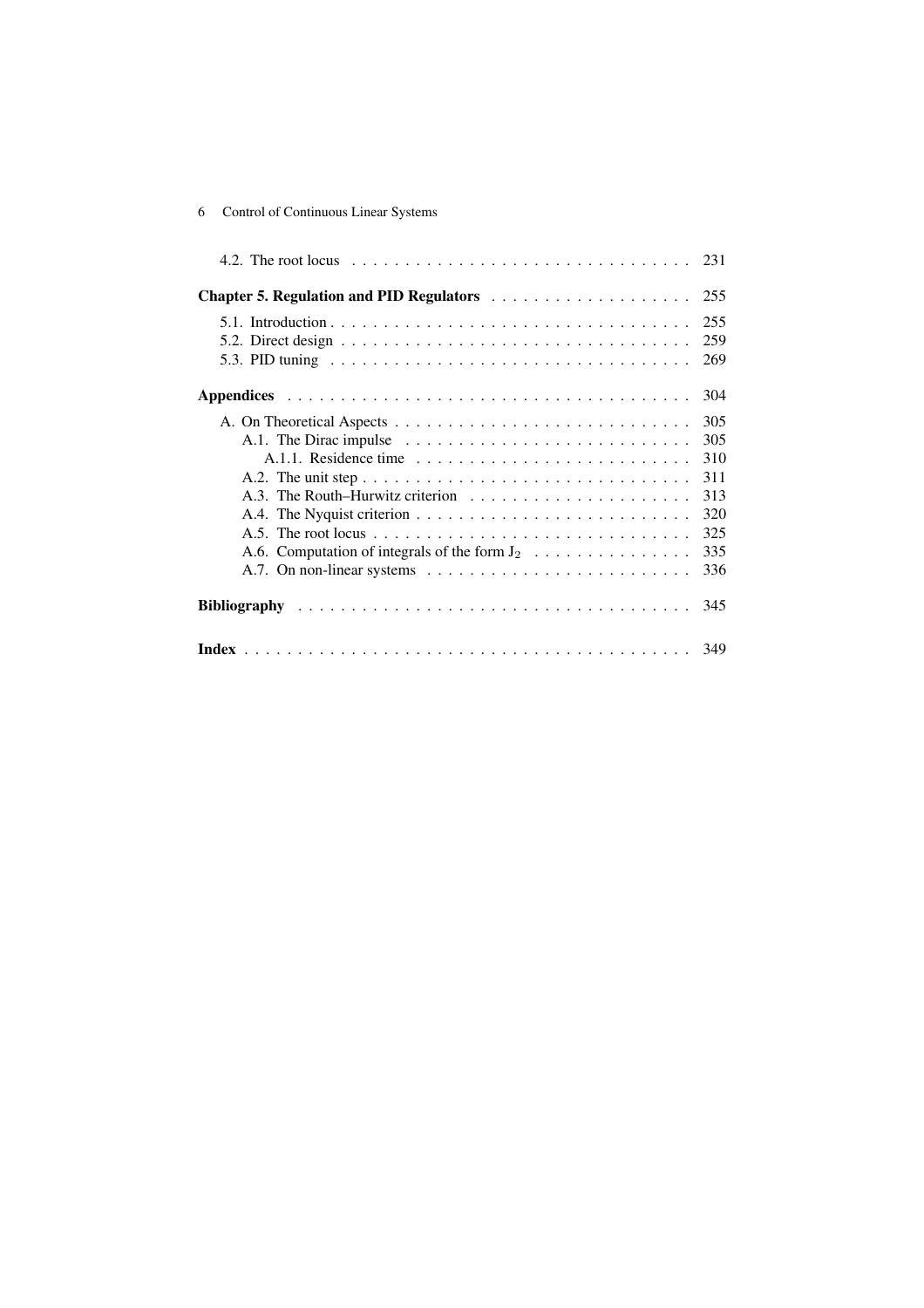4.2. The root locus . . . . . . . . . . . . . . . . . . . . . . . . . . . . . . . . 231

**Chapter 5. Regulation and PID Regulators** . . . . . . . . . . . . . . . . . . . 255

5.1. Introduction . . . . . . . . . . . . . . . . . . . . . . . . . . . . . . . . . . 255
5.2. Direct design . . . . . . . . . . . . . . . . . . . . . . . . . . . . . . . . . 259
5.3. PID tuning . . . . . . . . . . . . . . . . . . . . . . . . . . . . . . . . . . 269

**Appendices** . . . . . . . . . . . . . . . . . . . . . . . . . . . . . . . . . . . . 304

A. On Theoretical Aspects . . . . . . . . . . . . . . . . . . . . . . . . . . . 305
A.1. The Dirac impulse . . . . . . . . . . . . . . . . . . . . . . . . . . . 305
A.1.1. Residence time . . . . . . . . . . . . . . . . . . . . . . . . . . 310
A.2. The unit step . . . . . . . . . . . . . . . . . . . . . . . . . . . . . . 311
A.3. The Routh–Hurwitz criterion . . . . . . . . . . . . . . . . . . . . . 313
A.4. The Nyquist criterion . . . . . . . . . . . . . . . . . . . . . . . . . . 320
A.5. The root locus . . . . . . . . . . . . . . . . . . . . . . . . . . . . . . 325
A.6. Computation of integrals of the form $J_2$ . . . . . . . . . . . . . . . 335
A.7. On non-linear systems . . . . . . . . . . . . . . . . . . . . . . . . . 336

**Bibliography** . . . . . . . . . . . . . . . . . . . . . . . . . . . . . . . . . . . 345

**Index** . . . . . . . . . . . . . . . . . . . . . . . . . . . . . . . . . . . . . . . 349